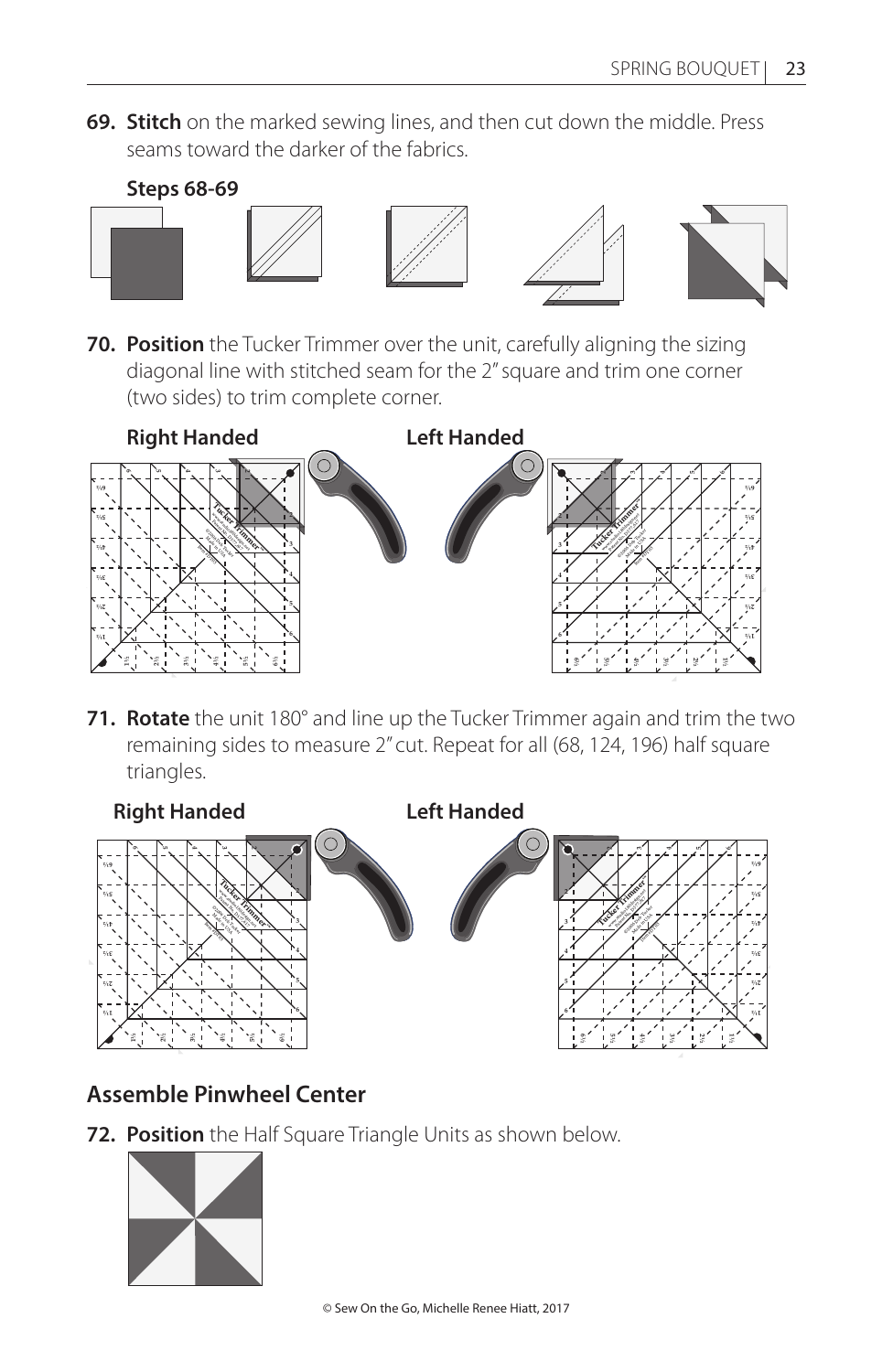**69. Stitch** on the marked sewing lines, and then cut down the middle. Press seams toward the darker of the fabrics.

**Steps 68-69**

**70. Position** the Tucker Trimmer over the unit, carefully aligning the sizing diagonal line with stitched seam for the 2″ square and trim one corner (two sides) to trim complete corner.

**Right Handed** **Left Handed**

**71. Rotate** the unit 180° and line up the Tucker Trimmer again and trim the two remaining sides to measure 2″ cut. Repeat for all (68, 124, 196) half square triangles.

**Right Handed** **Left Handed**

## Assemble Pinwheel Center

**72. Position** the Half Square Triangle Units as shown below.

© Sew On the Go, Michelle Renee Hiatt, 2017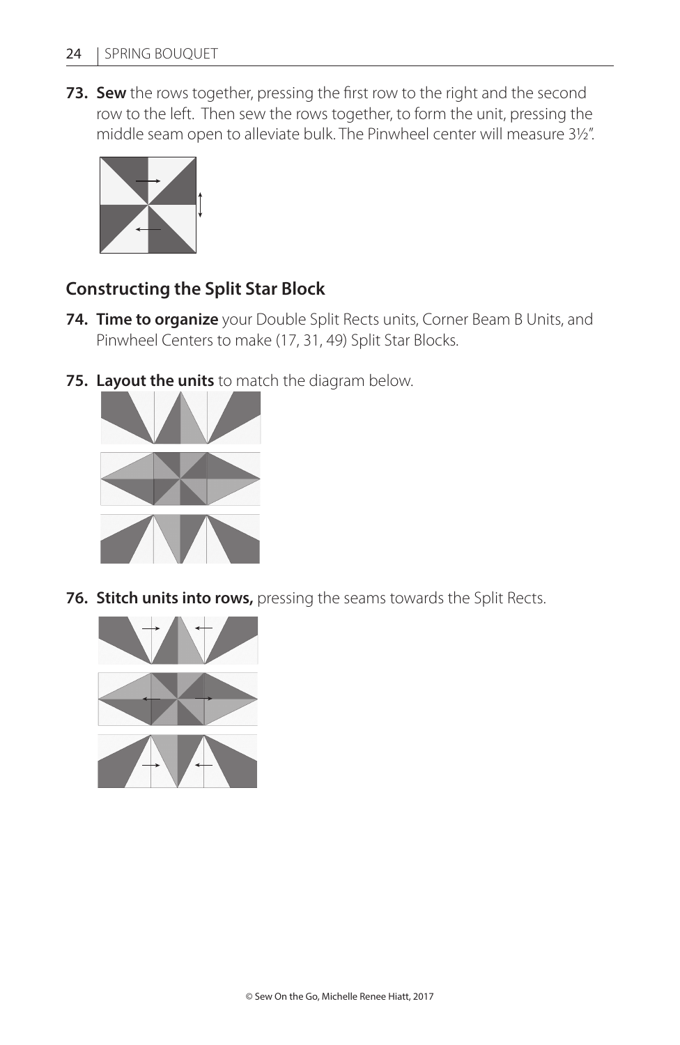**73. Sew** the rows together, pressing the first row to the right and the second row to the left. Then sew the rows together, to form the unit, pressing the middle seam open to alleviate bulk. The Pinwheel center will measure 3½".

## Constructing the Split Star Block

**74. Time to organize** your Double Split Rects units, Corner Beam B Units, and Pinwheel Centers to make (17, 31, 49) Split Star Blocks.

**75. Layout the units** to match the diagram below.

**76. Stitch units into rows,** pressing the seams towards the Split Rects.

© Sew On the Go, Michelle Renee Hiatt, 2017